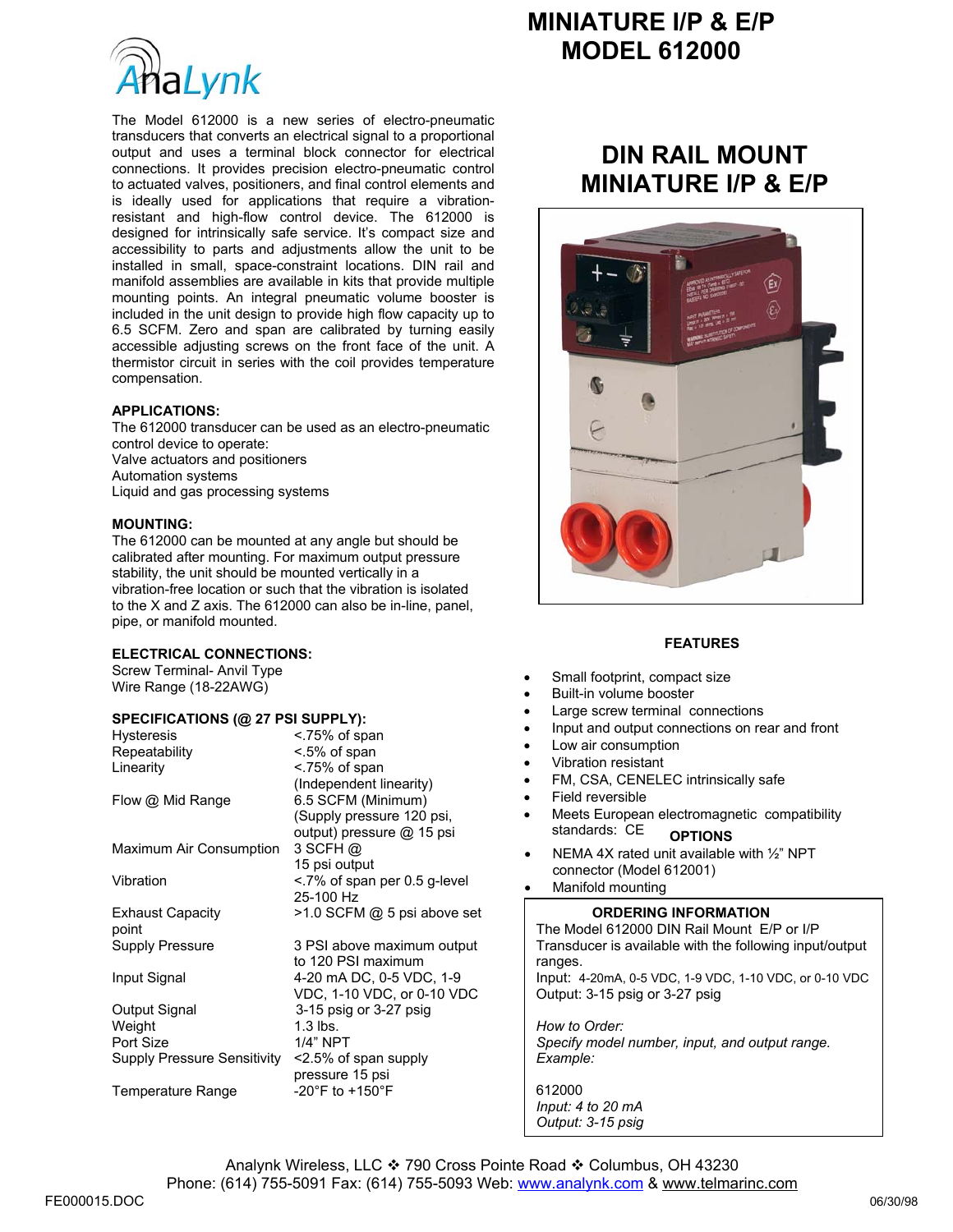# MINIATURE I/P & E/P MODEL 612000

AnaLynk

The Model 612000 is a new series of electro-pneumatic transducers that converts an electrical signal to a proportional output and uses a terminal block connector for electrical connections. It provides precision electro-pneumatic control to actuated valves, positioners, and final control elements and is ideally used for applications that require a vibration-resistant and high-flow control device. The 612000 is designed for intrinsically safe service. It's compact size and accessibility to parts and adjustments allow the unit to be installed in small, space-constraint locations. DIN rail and manifold assemblies are available in kits that provide multiple mounting points. An integral pneumatic volume booster is included in the unit design to provide high flow capacity up to 6.5 SCFM. Zero and span are calibrated by turning easily accessible adjusting screws on the front face of the unit. A thermistor circuit in series with the coil provides temperature compensation.

**APPLICATIONS:**

The 612000 transducer can be used as an electro-pneumatic control device to operate:
Valve actuators and positioners
Automation systems
Liquid and gas processing systems

**MOUNTING:**

The 612000 can be mounted at any angle but should be calibrated after mounting. For maximum output pressure stability, the unit should be mounted vertically in a vibration-free location or such that the vibration is isolated to the X and Z axis. The 612000 can also be in-line, panel, pipe, or manifold mounted.

**ELECTRICAL CONNECTIONS:**

Screw Terminal- Anvil Type
Wire Range (18-22AWG)

**SPECIFICATIONS (@ 27 PSI SUPPLY):**

| | |
|---|---|
| Hysteresis | <.75% of span |
| Repeatability | <.5% of span |
| Linearity | <.75% of span (Independent linearity) |
| Flow @ Mid Range | 6.5 SCFM (Minimum) (Supply pressure 120 psi, output) pressure @ 15 psi |
| Maximum Air Consumption | 3 SCFH @ 15 psi output |
| Vibration | <.7% of span per 0.5 g-level 25-100 Hz |
| Exhaust Capacity point | >1.0 SCFM @ 5 psi above set |
| Supply Pressure | 3 PSI above maximum output to 120 PSI maximum |
| Input Signal | 4-20 mA DC, 0-5 VDC, 1-9 VDC, 1-10 VDC, or 0-10 VDC |
| Output Signal | 3-15 psig or 3-27 psig |
| Weight | 1.3 lbs. |
| Port Size | 1/4" NPT |
| Supply Pressure Sensitivity | <2.5% of span supply pressure 15 psi |
| Temperature Range | -20°F to +150°F |

## DIN RAIL MOUNT MINIATURE I/P & E/P

**FEATURES**

- Small footprint, compact size
- Built-in volume booster
- Large screw terminal connections
- Input and output connections on rear and front
- Low air consumption
- Vibration resistant
- FM, CSA, CENELEC intrinsically safe
- Field reversible
- Meets European electromagnetic compatibility standards: CE

**OPTIONS**

- NEMA 4X rated unit available with ½" NPT connector (Model 612001)
- Manifold mounting

**ORDERING INFORMATION**

The Model 612000 DIN Rail Mount E/P or I/P Transducer is available with the following input/output ranges.
Input: 4-20mA, 0-5 VDC, 1-9 VDC, 1-10 VDC, or 0-10 VDC
Output: 3-15 psig or 3-27 psig

*How to Order:*
*Specify model number, input, and output range.*
*Example:*

612000
*Input: 4 to 20 mA*
*Output: 3-15 psig*

Analynk Wireless, LLC ❖ 790 Cross Pointe Road ❖ Columbus, OH 43230
Phone: (614) 755-5091 Fax: (614) 755-5093 Web: www.analynk.com & www.telmarinc.com

FE000015.DOC 06/30/98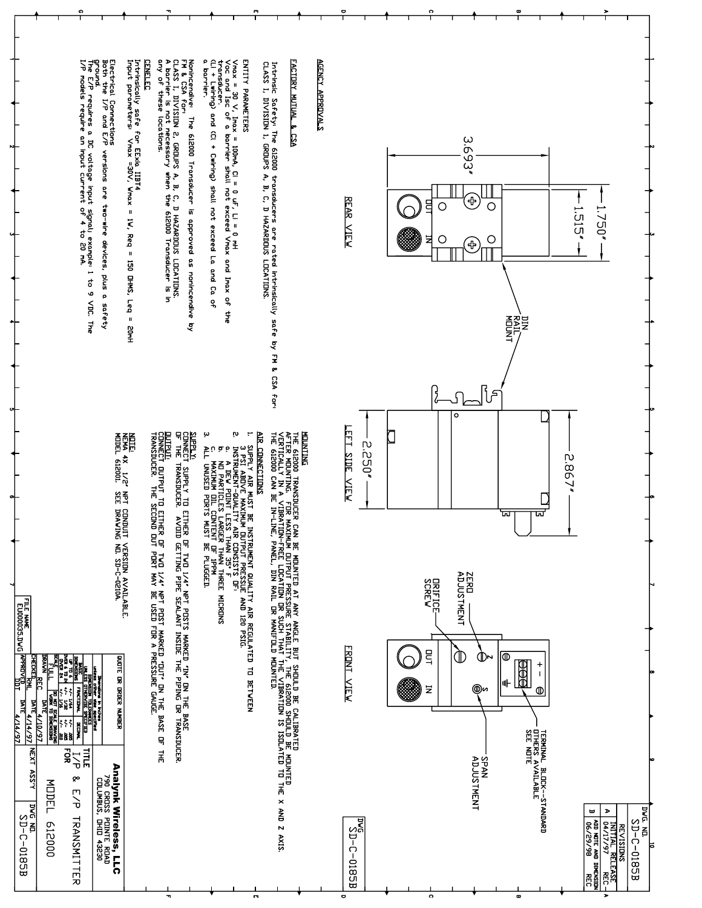## AGENCY APPROVALS

### FACTORY MUTUAL & CSA

Intrinsic Safety: The 612000 transducers are rated intrinsically safe by FM & CSA for: CLASS I, DIVISION 1, GROUPS A, B, C, D HAZARDOUS LOCATIONS.

ENTITY PARAMETERS
Vmax = 30 V, Imax = 100mA, Ci = 0 uF, Li = 0 mH
Voc and Isc of a barrier shall not exceed Vmax and Imax of the transducer.
(Li + Lwiring) and (Ci + Cwiring) shall not exceed La and Ca of a barrier.

Nonincendive: The 612000 Transducer is approved as nonincendive by FM & CSA for:
CLASS I, DIVISION 2, GROUPS A, B, C, D HAZARDOUS LOCATIONS.
A barrier is not necessary when the 612000 Transducer is in any of these locations.

### CENELEC

Intrinsically safe for EExia IIBT4
Input parameters: Vmax =30V, Wmax = 1W, Req = 150 OHMS, Leq = 20mH

Electrical Connections
Both the I/P and E/P versions are two-wire devices, plus a safety ground.
The E/P requires a DC voltage input signal; example: 1 to 9 VDC. The I/P models require an input current of 4 to 20 mA.

REAR VIEW

3.693"
1.750"
1.515"
OUT IN
DIN RAIL MOUNT

LEFT SIDE VIEW

2.867"
2.250"

FRONT VIEW

ZERO ADJUSTMENT
ORIFICE SCREW
TERMINAL BLOCK--STANDARD OTHERS AVAILABLE SEE NOTE
SPAN ADJUSTMENT
OUT IN

### MOUNTING

THE 612000 TRANSDUCER CAN BE MOUNTED AT ANY ANGLE BUT SHOULD BE CALIBRATED AFTER MOUNTING. FOR MAXIMUM OUTPUT PRESSURE STABILITY, THE 612000 SHOULD BE MOUNTED VERTICALLY IN A VIBRATION-FREE LOCATION OR SUCH THAT THE VIBRATION IS ISOLATED TO THE X AND Z AXIS. THE 612000 CAN BE IN-LINE, PANEL, DIN RAIL OR MANIFOLD MOUNTED.

### AIR CONNECTIONS

1. SUPPLY AIR MUST BE INSTRUMENT QUALITY AIR REGULATED TO BETWEEN 3 PSI ABOVE MAXIMUM OUTPUT PRESSURE AND 120 PSIG.
2. INSTRUMENT-QUALITY AIR CONSISTS OF:
   a. A DEW POINT LESS THAN 35° F
   b. NO PARTICLES LARGER THAN THREE MICRONS
   c. MAXIMUM OIL CONTENT OF 1PPM
3. ALL UNUSED PORTS MUST BE PLUGGED.

SUPPLY: CONNECT SUPPLY TO EITHER OF TWO 1/4" NPT POSTS MARKED 'IN' ON THE BASE OF THE TRANSDUCER. AVOID GETTING PIPE SEALANT INSIDE THE PIPING OR TRANSDUCER.

OUTPUT: CONNECT OUTPUT TO EITHER OF TWO 1/4" NPT POST MARKED 'OUT' ON THE BASE OF THE TRANSDUCER. THE SECOND OUT PORT MAY BE USED FOR A PRESSURE GAUGE.

NOTE: NEMA 4X 1/2" NPT CONDUIT VERSION AVAILABLE. MODEL 612001. SEE DRAWING NO. SD-C-0210A.

| REVISIONS | | |
|---|---|---|
| A | 04/17/97 | INITIAL RELEASE REC |
| B | 06/29/98 | ADD NOTE AND DIMENSION REC |

DWG NO. SD-C-0185B

**Analynk Wireless, LLC**
790 CROSS POINTE ROAD
COLUMBUS, OHIO 43230

TITLE: I/P & E/P TRANSMITTER FOR MODEL 612000

| FILE NAME | EU00035.DWG |
|---|---|
| SCALE | FULL |
| DRAWN | REC DATE 4/10/97 |
| CHECKED | RML DATE 4/14/97 |
| APPROVED | DJT DATE 4/14/97 |
| NEXT ASSY | |
| DWG NO. | SD-C-0185B |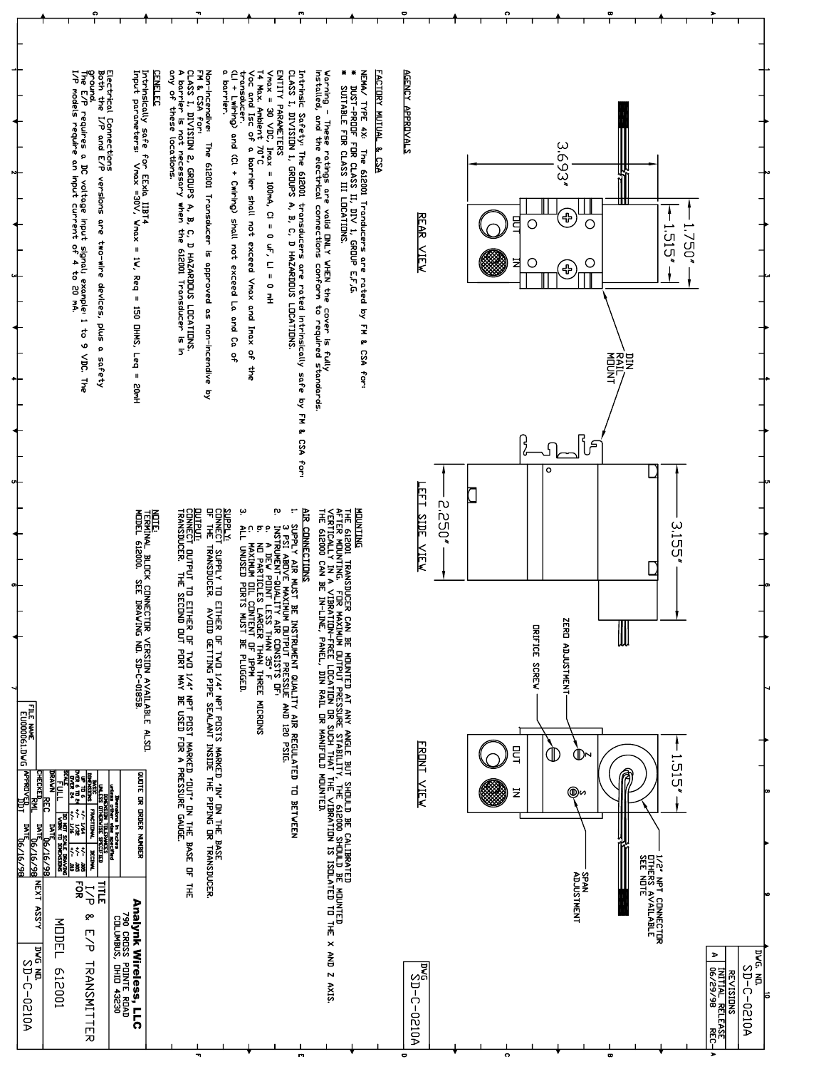## AGENCY APPROVALS

### FACTORY MUTUAL & CSA

NEMA/ TYPE 4X. The 612001 Tranducers are rated by FM & CSA for:

* DUST-PROOF FOR CLASS II, DIV 1, GROUP E,F,G.
* SUITABLE FOR CLASS III LOCATIONS.

Warning - These ratings are valid ONLY WHEN the cover is fully installed, and the electrical connections conform to required standards.

Intrinsic Safety: The 612001 transducers are rated intrinsically safe by FM & CSA for: CLASS I, DIVISION 1, GROUPS A, B, C, D HAZARDOUS LOCATIONS.

ENTITY PARAMETERS
Vmax = 30 VDC, Imax = 100mA, Ci = 0 uF, Li = 0 mH
T4 Max Ambient 70°C.
Voc and Isc of a barrier shall not exceed Vmax and Imax of the transducer.
(Li + Lwiring) and (Ci + Cwiring) shall not exceed La and Ca of a barrier.

Non-Incendive: The 612001 Transducer is approved as non-incendive by FM & CSA for:
CLASS I, DIVISION 2, GROUPS A, B, C, D HAZARDOUS LOCATIONS.
A barrier is not necessary when the 612001 Transducer is in any of these locations.

### CENELEC

Intrinsically safe for EExia IIBT4
Input parameters: Vmax =30V, Wmax = 1W, Req = 150 OHMS, Leq = 20mH

Electrical Connections
Both the I/P and E/P versions are two-wire devices, plus a safety ground.
The E/P requires a DC voltage input signal; example: 1 to 9 VDC. The I/P models require an input current of 4 to 20 mA.

REAR VIEW

3.693"
1.750"
1.515"
OUT
IN
DIN RAIL MOUNT

LEFT SIDE VIEW

3.155"
2.250"

FRONT VIEW

1.515"
ZERO ADJUSTMENT
ORIFICE SCREW
OUT
IN
Z
S
SPAN ADJUSTMENT
1/2" NPT CONNECTOR OTHERS AVAILABLE SEE NOTE

### MOUNTING

THE 612001 TRANSDUCER CAN BE MOUNTED AT ANY ANGLE BUT SHOULD BE CALIBRATED AFTER MOUNTING. FOR MAXIMUM OUTPUT PRESSURE STABILITY, THE 612000 SHOULD BE MOUNTED VERTICALLY IN A VIBRATION-FREE LOCATION OR SUCH THAT THE VIBRATION IS ISOLATED TO THE X AND Z AXIS. THE 612000 CAN BE IN-LINE, PANEL, DIN RAIL OR MANIFOLD MOUNTED.

### AIR CONNECTIONS

1. SUPPLY AIR MUST BE INSTRUMENT QUALITY AIR REGULATED TO BETWEEN 3 PSI ABOVE MAXIMUM OUTPUT PRESSURE AND 120 PSIG.
2. INSTRUMENT-QUALITY AIR CONSISTS OF:
   a. A DEW POINT LESS THAN 35° F
   b. NO PARTICLES LARGER THAN THREE MICRONS
   c. MAXIMUM OIL CONTENT OF 1PPM
3. ALL UNUSED PORTS MUST BE PLUGGED.

SUPPLY:
CONNECT SUPPLY TO EITHER OF TWO 1/4" NPT POSTS MARKED 'IN' ON THE BASE OF THE TRANSDUCER. AVOID GETTING PIPE SEALANT INSIDE THE PIPING OR TRANSDUCER.

OUTPUT:
CONNECT OUTPUT TO EITHER OF TWO 1/4" NPT POST MARKED 'OUT' ON THE BASE OF THE TRANSDUCER. THE SECOND OUT PORT MAY BE USED FOR A PRESSURE GAUGE.

NOTE:
TERMINAL BLOCK CONNECTOR VERSION AVAILABLE ALSO. MODEL 612000. SEE DRAWING NO. SD-C-0185B.

| | | |
|---|---|---|
| DWG NO. | SD-C-0210A | |
| REVISIONS | | |
| A | INITIAL RELEASE 06/29/98 | REC |

QUOTE OR ORDER NUMBER

Dimensions in Inches unless otherwise specified

| DIMENSION TOLERANCES UNLESS OTHERWISE SPECIFIED | FRACTIONAL | DECIMAL |
|---|---|---|
| BASIC DIMENSIONS UP TO 6 | +/- 1/64 | +/- .005 |
| OVER 6 TO 24 | +/- 1/32 | +/- .010 |
| OVER 24 | +/- 1/16 | +/- .010 |

SCALE FULL — DO NOT SCALE DRAWING

| | | |
|---|---|---|
| DRAWN | REC | DATE 06/16/98 |
| CHECKED | RML | DATE 06/16/98 |
| APPROVED | DDT | 06/16/98 |

FILE NAME EU00061.DWG

**Analynk Wireless, LLC**
790 CROSS POINTE ROAD
COLUMBUS, OHIO 43230

TITLE
I/P & E/P TRANSMITTER FOR MODEL 612001

NEXT ASS'Y

DWG NO. SD-C-0210A